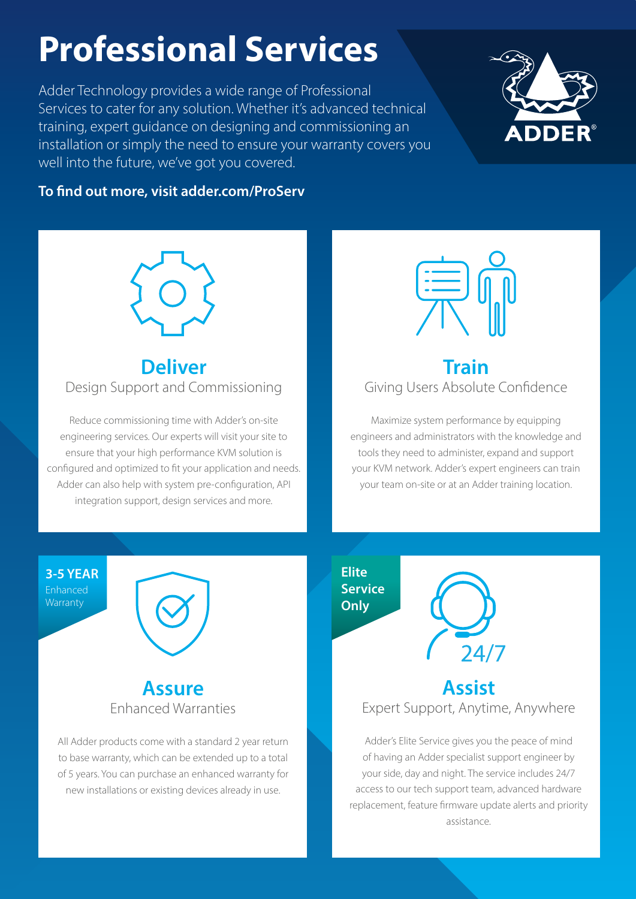# Professional Services

Adder Technology provides a wide range of Professional Services to cater for any solution. Whether it's advanced technical training, expert guidance on designing and commissioning an installation or simply the need to ensure your warranty covers you well into the future, we've got you covered.

**To find out more, visit adder.com/ProServ**

## Deliver

Design Support and Commissioning

Reduce commissioning time with Adder's on-site engineering services. Our experts will visit your site to ensure that your high performance KVM solution is configured and optimized to fit your application and needs. Adder can also help with system pre-configuration, API integration support, design services and more.

## Train

Giving Users Absolute Confidence

Maximize system performance by equipping engineers and administrators with the knowledge and tools they need to administer, expand and support your KVM network. Adder's expert engineers can train your team on-site or at an Adder training location.

**3-5 YEAR** Enhanced Warranty

## Assure

Enhanced Warranties

All Adder products come with a standard 2 year return to base warranty, which can be extended up to a total of 5 years. You can purchase an enhanced warranty for new installations or existing devices already in use.

**Elite Service Only**

24/7

## Assist

Expert Support, Anytime, Anywhere

Adder's Elite Service gives you the peace of mind of having an Adder specialist support engineer by your side, day and night. The service includes 24/7 access to our tech support team, advanced hardware replacement, feature firmware update alerts and priority assistance.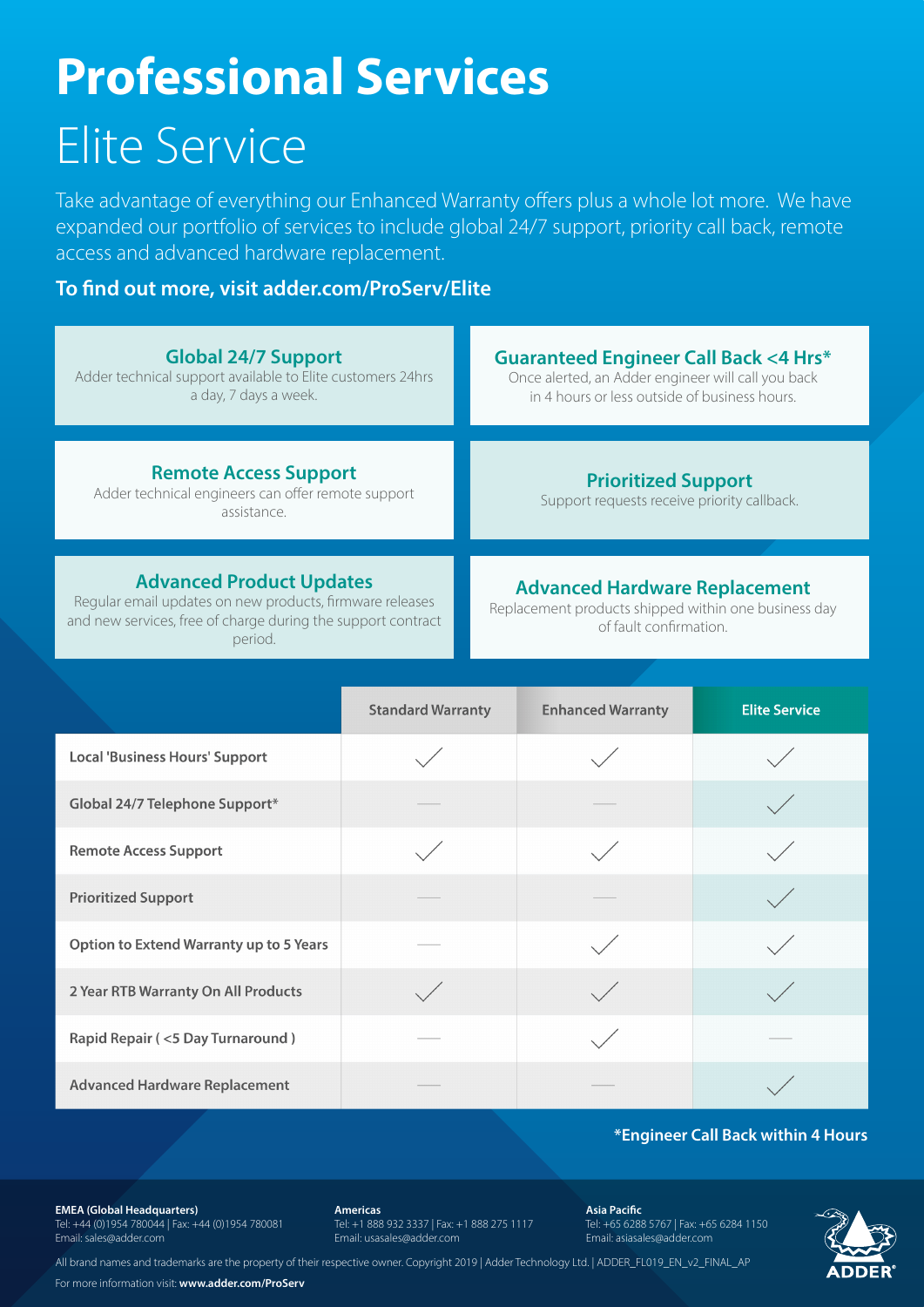# Professional Services

## Elite Service

Take advantage of everything our Enhanced Warranty offers plus a whole lot more. We have expanded our portfolio of services to include global 24/7 support, priority call back, remote access and advanced hardware replacement.

**To find out more, visit adder.com/ProServ/Elite**

### Global 24/7 Support

Adder technical support available to Elite customers 24hrs a day, 7 days a week.

### Guaranteed Engineer Call Back <4 Hrs*

Once alerted, an Adder engineer will call you back in 4 hours or less outside of business hours.

### Remote Access Support

Adder technical engineers can offer remote support assistance.

### Prioritized Support

Support requests receive priority callback.

### Advanced Product Updates

Regular email updates on new products, firmware releases and new services, free of charge during the support contract period.

### Advanced Hardware Replacement

Replacement products shipped within one business day of fault confirmation.

| | Standard Warranty | Enhanced Warranty | Elite Service |
|---|---|---|---|
| Local 'Business Hours' Support | ✓ | ✓ | ✓ |
| Global 24/7 Telephone Support* | — | — | ✓ |
| Remote Access Support | ✓ | ✓ | ✓ |
| Prioritized Support | — | — | ✓ |
| Option to Extend Warranty up to 5 Years | — | ✓ | ✓ |
| 2 Year RTB Warranty On All Products | ✓ | ✓ | ✓ |
| Rapid Repair ( <5 Day Turnaround ) | — | ✓ | — |
| Advanced Hardware Replacement | — | — | ✓ |

**\*Engineer Call Back within 4 Hours**

**EMEA (Global Headquarters)**
Tel: +44 (0)1954 780044 | Fax: +44 (0)1954 780081
Email: sales@adder.com

**Americas**
Tel: +1 888 932 3337 | Fax: +1 888 275 1117
Email: usasales@adder.com

**Asia Pacific**
Tel: +65 6288 5767 | Fax: +65 6284 1150
Email: asiasales@adder.com

All brand names and trademarks are the property of their respective owner. Copyright 2019 | Adder Technology Ltd. | ADDER_FL019_EN_v2_FINAL_AP

For more information visit: **www.adder.com/ProServ**

ADDER®